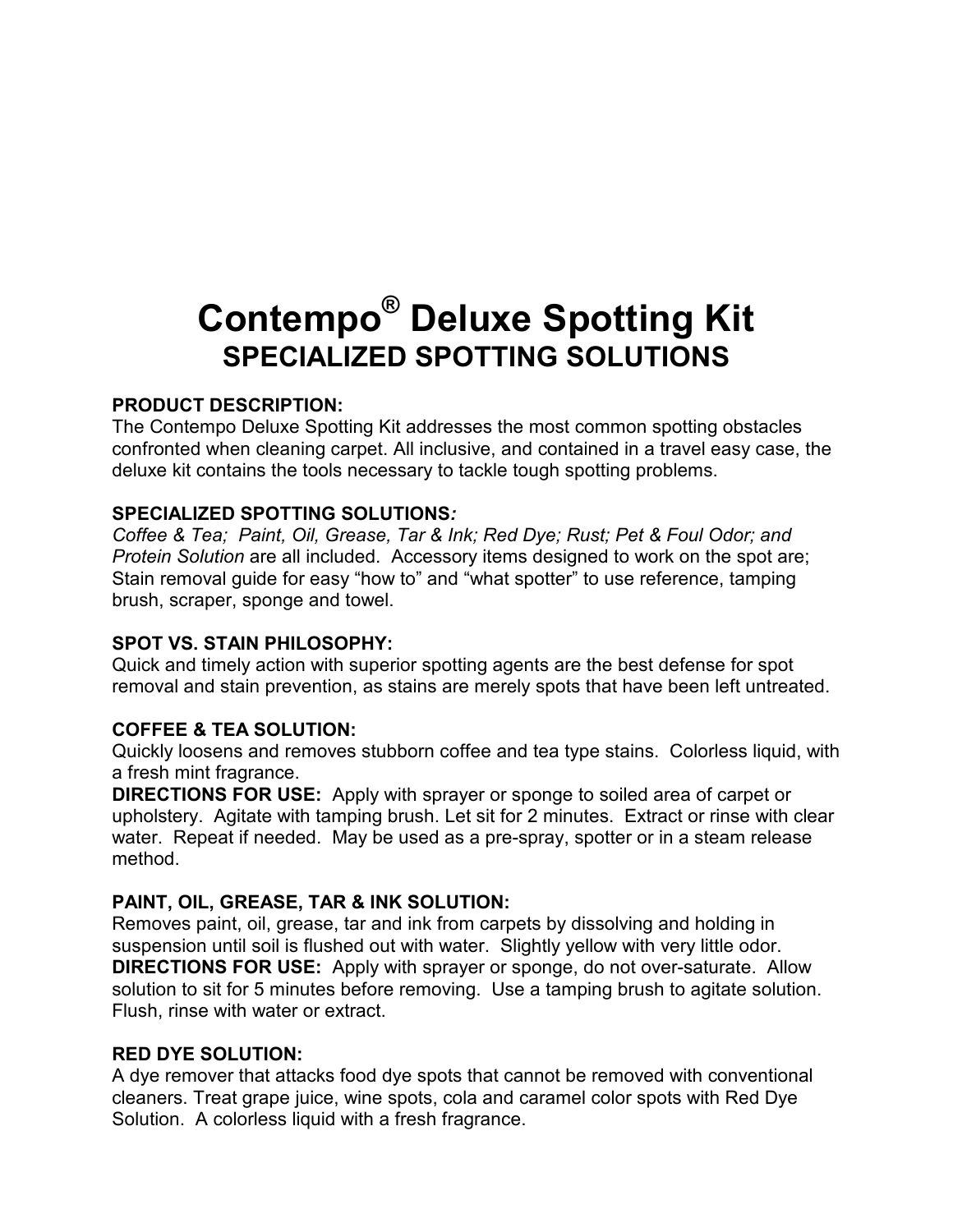# Contempo® Deluxe Spotting Kit

## SPECIALIZED SPOTTING SOLUTIONS

**PRODUCT DESCRIPTION:**
The Contempo Deluxe Spotting Kit addresses the most common spotting obstacles confronted when cleaning carpet. All inclusive, and contained in a travel easy case, the deluxe kit contains the tools necessary to tackle tough spotting problems.

**SPECIALIZED SPOTTING SOLUTIONS*:***
*Coffee & Tea; Paint, Oil, Grease, Tar & Ink; Red Dye; Rust; Pet & Foul Odor; and Protein Solution* are all included. Accessory items designed to work on the spot are; Stain removal guide for easy "how to" and "what spotter" to use reference, tamping brush, scraper, sponge and towel.

**SPOT VS. STAIN PHILOSOPHY:**
Quick and timely action with superior spotting agents are the best defense for spot removal and stain prevention, as stains are merely spots that have been left untreated.

**COFFEE & TEA SOLUTION:**
Quickly loosens and removes stubborn coffee and tea type stains. Colorless liquid, with a fresh mint fragrance.
**DIRECTIONS FOR USE:** Apply with sprayer or sponge to soiled area of carpet or upholstery. Agitate with tamping brush. Let sit for 2 minutes. Extract or rinse with clear water. Repeat if needed. May be used as a pre-spray, spotter or in a steam release method.

**PAINT, OIL, GREASE, TAR & INK SOLUTION:**
Removes paint, oil, grease, tar and ink from carpets by dissolving and holding in suspension until soil is flushed out with water. Slightly yellow with very little odor.
**DIRECTIONS FOR USE:** Apply with sprayer or sponge, do not over-saturate. Allow solution to sit for 5 minutes before removing. Use a tamping brush to agitate solution. Flush, rinse with water or extract.

**RED DYE SOLUTION:**
A dye remover that attacks food dye spots that cannot be removed with conventional cleaners. Treat grape juice, wine spots, cola and caramel color spots with Red Dye Solution. A colorless liquid with a fresh fragrance.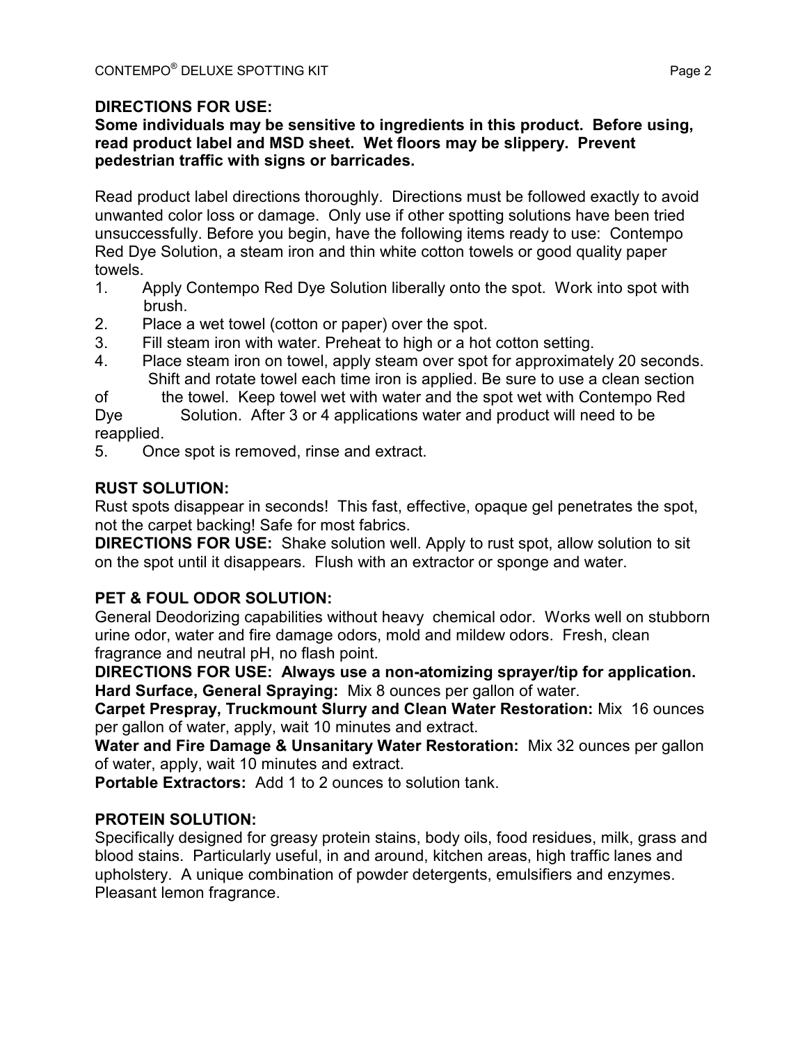**DIRECTIONS FOR USE:**

**Some individuals may be sensitive to ingredients in this product. Before using, read product label and MSD sheet. Wet floors may be slippery. Prevent pedestrian traffic with signs or barricades.**

Read product label directions thoroughly. Directions must be followed exactly to avoid unwanted color loss or damage. Only use if other spotting solutions have been tried unsuccessfully. Before you begin, have the following items ready to use: Contempo Red Dye Solution, a steam iron and thin white cotton towels or good quality paper towels.

1. Apply Contempo Red Dye Solution liberally onto the spot. Work into spot with brush.
2. Place a wet towel (cotton or paper) over the spot.
3. Fill steam iron with water. Preheat to high or a hot cotton setting.
4. Place steam iron on towel, apply steam over spot for approximately 20 seconds. Shift and rotate towel each time iron is applied. Be sure to use a clean section of the towel. Keep towel wet with water and the spot wet with Contempo Red Dye Solution. After 3 or 4 applications water and product will need to be reapplied.
5. Once spot is removed, rinse and extract.

**RUST SOLUTION:**

Rust spots disappear in seconds! This fast, effective, opaque gel penetrates the spot, not the carpet backing! Safe for most fabrics.

**DIRECTIONS FOR USE:** Shake solution well. Apply to rust spot, allow solution to sit on the spot until it disappears. Flush with an extractor or sponge and water.

**PET & FOUL ODOR SOLUTION:**

General Deodorizing capabilities without heavy chemical odor. Works well on stubborn urine odor, water and fire damage odors, mold and mildew odors. Fresh, clean fragrance and neutral pH, no flash point.

**DIRECTIONS FOR USE: Always use a non-atomizing sprayer/tip for application.**

**Hard Surface, General Spraying:** Mix 8 ounces per gallon of water.

**Carpet Prespray, Truckmount Slurry and Clean Water Restoration:** Mix 16 ounces per gallon of water, apply, wait 10 minutes and extract.

**Water and Fire Damage & Unsanitary Water Restoration:** Mix 32 ounces per gallon of water, apply, wait 10 minutes and extract.

**Portable Extractors:** Add 1 to 2 ounces to solution tank.

**PROTEIN SOLUTION:**

Specifically designed for greasy protein stains, body oils, food residues, milk, grass and blood stains. Particularly useful, in and around, kitchen areas, high traffic lanes and upholstery. A unique combination of powder detergents, emulsifiers and enzymes. Pleasant lemon fragrance.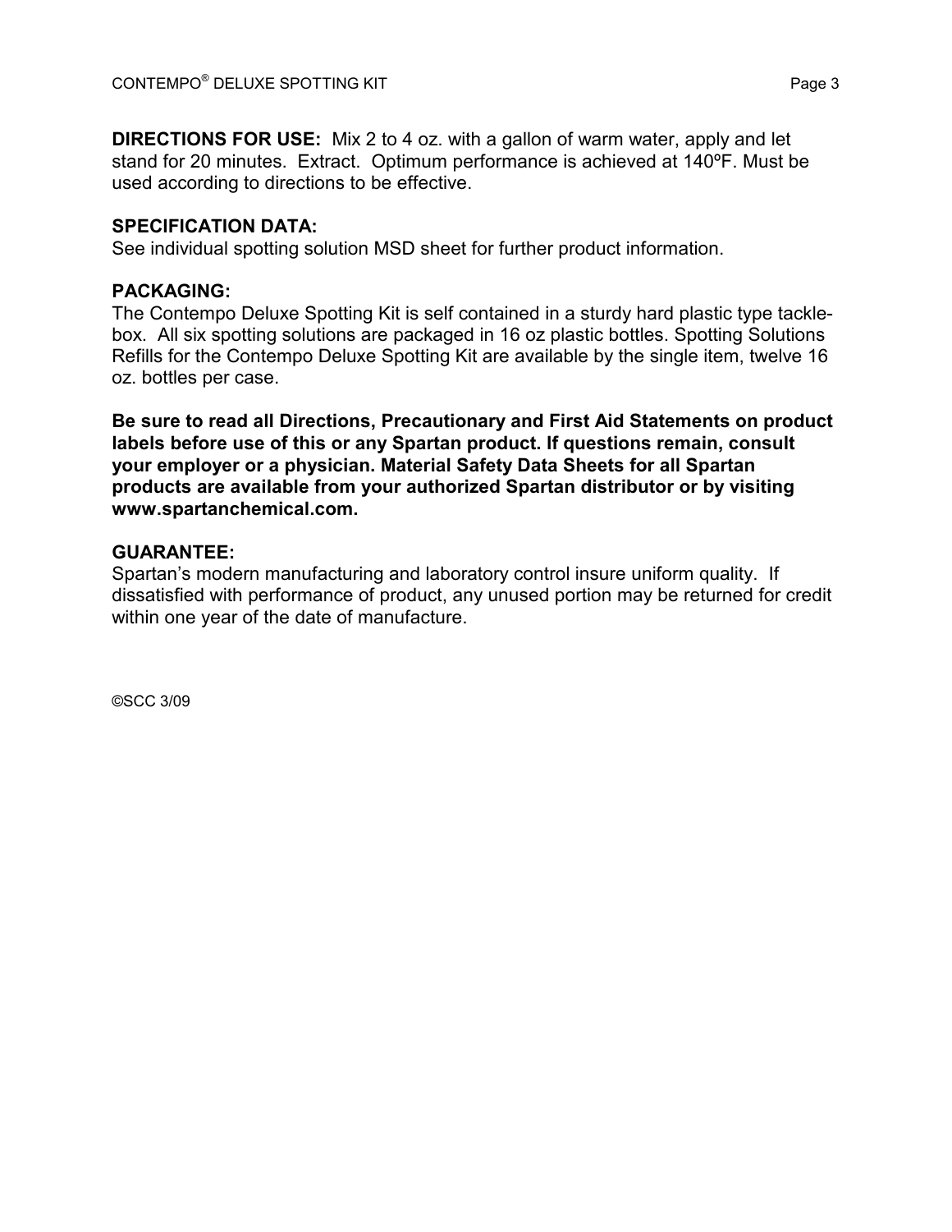**DIRECTIONS FOR USE:** Mix 2 to 4 oz. with a gallon of warm water, apply and let stand for 20 minutes. Extract. Optimum performance is achieved at 140ºF. Must be used according to directions to be effective.

**SPECIFICATION DATA:**
See individual spotting solution MSD sheet for further product information.

**PACKAGING:**
The Contempo Deluxe Spotting Kit is self contained in a sturdy hard plastic type tackle-box. All six spotting solutions are packaged in 16 oz plastic bottles. Spotting Solutions Refills for the Contempo Deluxe Spotting Kit are available by the single item, twelve 16 oz. bottles per case.

**Be sure to read all Directions, Precautionary and First Aid Statements on product labels before use of this or any Spartan product. If questions remain, consult your employer or a physician. Material Safety Data Sheets for all Spartan products are available from your authorized Spartan distributor or by visiting www.spartanchemical.com.**

**GUARANTEE:**
Spartan's modern manufacturing and laboratory control insure uniform quality. If dissatisfied with performance of product, any unused portion may be returned for credit within one year of the date of manufacture.

©SCC 3/09